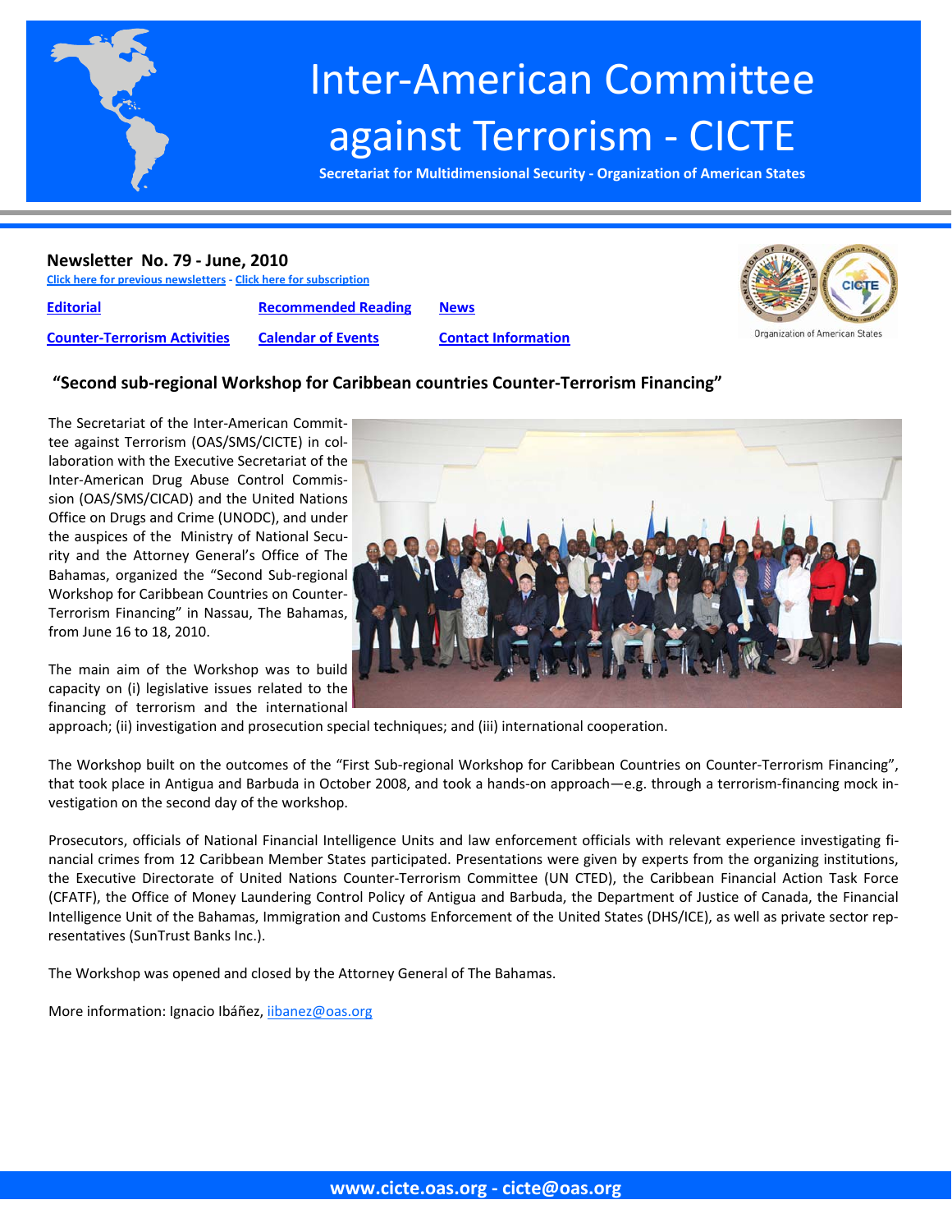# Inter-American Committee against Terrorism - CICTE

**Secretariat for Multidimensional Security - Organization of American States**

**Newsletter No. 79 - June, 2010**

Click here for previous newsletters - Click here for subscription

| | | |
|---|---|---|
| Editorial | Recommended Reading | News |
| Counter-Terrorism Activities | Calendar of Events | Contact Information |

Organization of American States

## "Second sub-regional Workshop for Caribbean countries Counter-Terrorism Financing"

The Secretariat of the Inter-American Committee against Terrorism (OAS/SMS/CICTE) in collaboration with the Executive Secretariat of the Inter-American Drug Abuse Control Commission (OAS/SMS/CICAD) and the United Nations Office on Drugs and Crime (UNODC), and under the auspices of the Ministry of National Security and the Attorney General's Office of The Bahamas, organized the "Second Sub-regional Workshop for Caribbean Countries on Counter-Terrorism Financing" in Nassau, The Bahamas, from June 16 to 18, 2010.

The main aim of the Workshop was to build capacity on (i) legislative issues related to the financing of terrorism and the international approach; (ii) investigation and prosecution special techniques; and (iii) international cooperation.

The Workshop built on the outcomes of the "First Sub-regional Workshop for Caribbean Countries on Counter-Terrorism Financing", that took place in Antigua and Barbuda in October 2008, and took a hands-on approach—e.g. through a terrorism-financing mock investigation on the second day of the workshop.

Prosecutors, officials of National Financial Intelligence Units and law enforcement officials with relevant experience investigating financial crimes from 12 Caribbean Member States participated. Presentations were given by experts from the organizing institutions, the Executive Directorate of United Nations Counter-Terrorism Committee (UN CTED), the Caribbean Financial Action Task Force (CFATF), the Office of Money Laundering Control Policy of Antigua and Barbuda, the Department of Justice of Canada, the Financial Intelligence Unit of the Bahamas, Immigration and Customs Enforcement of the United States (DHS/ICE), as well as private sector representatives (SunTrust Banks Inc.).

The Workshop was opened and closed by the Attorney General of The Bahamas.

More information: Ignacio Ibáñez, iibanez@oas.org

www.cicte.oas.org - cicte@oas.org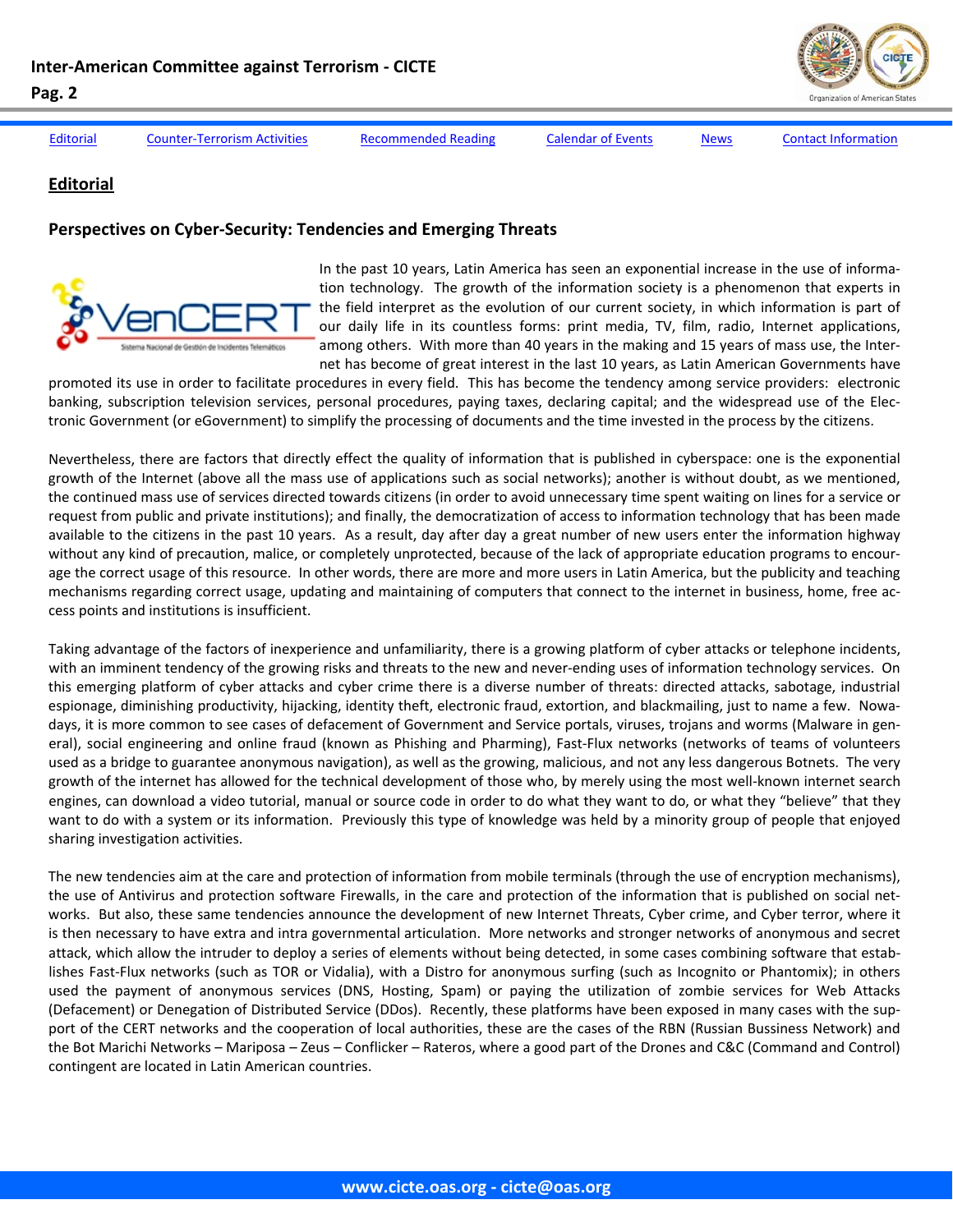Editorial | Counter-Terrorism Activities | Recommended Reading | Calendar of Events | News | Contact Information

## Editorial

### Perspectives on Cyber-Security: Tendencies and Emerging Threats

In the past 10 years, Latin America has seen an exponential increase in the use of information technology. The growth of the information society is a phenomenon that experts in the field interpret as the evolution of our current society, in which information is part of our daily life in its countless forms: print media, TV, film, radio, Internet applications, among others. With more than 40 years in the making and 15 years of mass use, the Internet has become of great interest in the last 10 years, as Latin American Governments have promoted its use in order to facilitate procedures in every field. This has become the tendency among service providers: electronic banking, subscription television services, personal procedures, paying taxes, declaring capital; and the widespread use of the Electronic Government (or eGovernment) to simplify the processing of documents and the time invested in the process by the citizens.

Nevertheless, there are factors that directly effect the quality of information that is published in cyberspace: one is the exponential growth of the Internet (above all the mass use of applications such as social networks); another is without doubt, as we mentioned, the continued mass use of services directed towards citizens (in order to avoid unnecessary time spent waiting on lines for a service or request from public and private institutions); and finally, the democratization of access to information technology that has been made available to the citizens in the past 10 years. As a result, day after day a great number of new users enter the information highway without any kind of precaution, malice, or completely unprotected, because of the lack of appropriate education programs to encourage the correct usage of this resource. In other words, there are more and more users in Latin America, but the publicity and teaching mechanisms regarding correct usage, updating and maintaining of computers that connect to the internet in business, home, free access points and institutions is insufficient.

Taking advantage of the factors of inexperience and unfamiliarity, there is a growing platform of cyber attacks or telephone incidents, with an imminent tendency of the growing risks and threats to the new and never-ending uses of information technology services. On this emerging platform of cyber attacks and cyber crime there is a diverse number of threats: directed attacks, sabotage, industrial espionage, diminishing productivity, hijacking, identity theft, electronic fraud, extortion, and blackmailing, just to name a few. Nowadays, it is more common to see cases of defacement of Government and Service portals, viruses, trojans and worms (Malware in general), social engineering and online fraud (known as Phishing and Pharming), Fast-Flux networks (networks of teams of volunteers used as a bridge to guarantee anonymous navigation), as well as the growing, malicious, and not any less dangerous Botnets. The very growth of the internet has allowed for the technical development of those who, by merely using the most well-known internet search engines, can download a video tutorial, manual or source code in order to do what they want to do, or what they "believe" that they want to do with a system or its information. Previously this type of knowledge was held by a minority group of people that enjoyed sharing investigation activities.

The new tendencies aim at the care and protection of information from mobile terminals (through the use of encryption mechanisms), the use of Antivirus and protection software Firewalls, in the care and protection of the information that is published on social networks. But also, these same tendencies announce the development of new Internet Threats, Cyber crime, and Cyber terror, where it is then necessary to have extra and intra governmental articulation. More networks and stronger networks of anonymous and secret attack, which allow the intruder to deploy a series of elements without being detected, in some cases combining software that establishes Fast-Flux networks (such as TOR or Vidalia), with a Distro for anonymous surfing (such as Incognito or Phantomix); in others used the payment of anonymous services (DNS, Hosting, Spam) or paying the utilization of zombie services for Web Attacks (Defacement) or Denegation of Distributed Service (DDos). Recently, these platforms have been exposed in many cases with the support of the CERT networks and the cooperation of local authorities, these are the cases of the RBN (Russian Bussiness Network) and the Bot Marichi Networks – Mariposa – Zeus – Conflicker – Rateros, where a good part of the Drones and C&C (Command and Control) contingent are located in Latin American countries.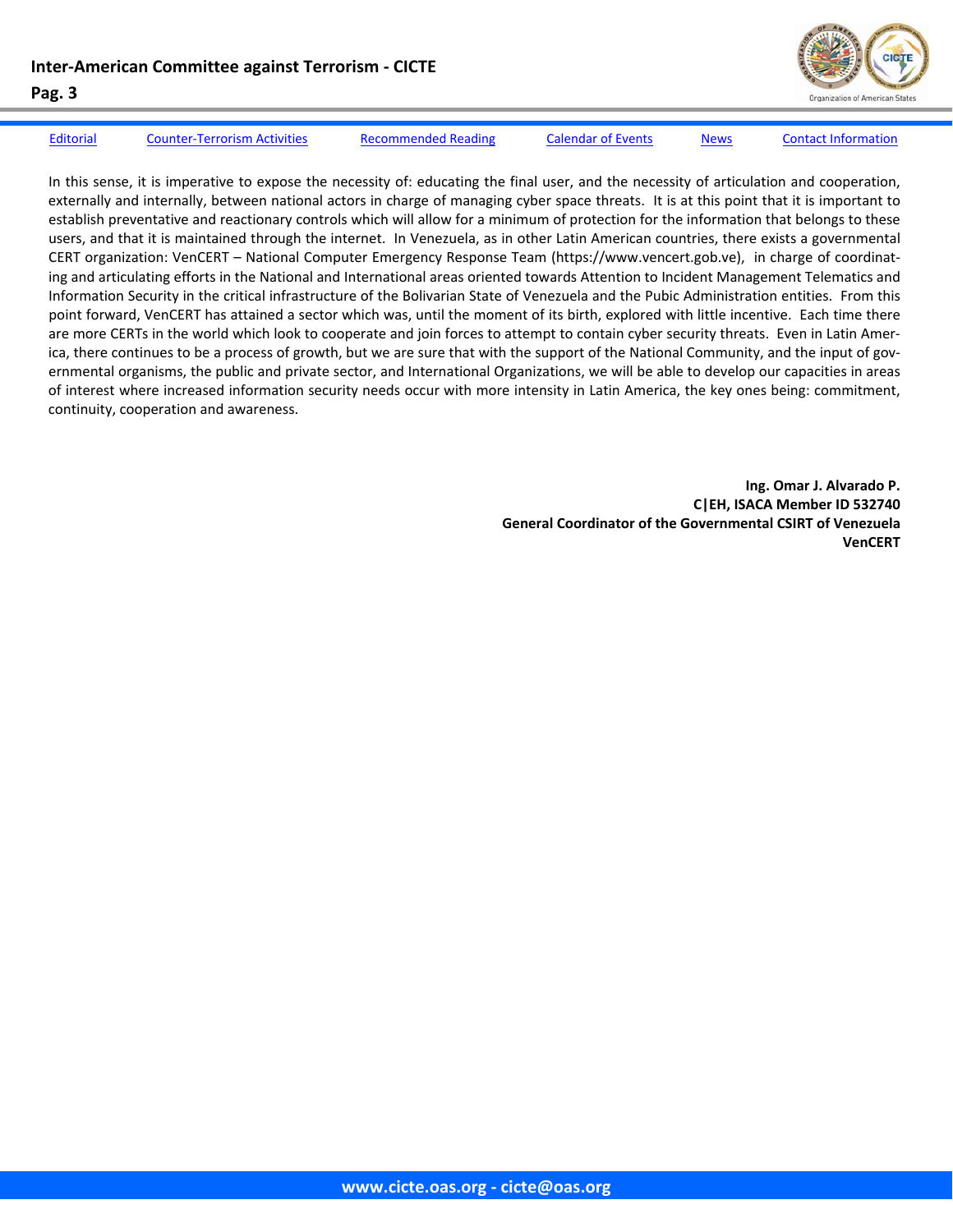In this sense, it is imperative to expose the necessity of: educating the final user, and the necessity of articulation and cooperation, externally and internally, between national actors in charge of managing cyber space threats. It is at this point that it is important to establish preventative and reactionary controls which will allow for a minimum of protection for the information that belongs to these users, and that it is maintained through the internet. In Venezuela, as in other Latin American countries, there exists a governmental CERT organization: VenCERT – National Computer Emergency Response Team (https://www.vencert.gob.ve), in charge of coordinating and articulating efforts in the National and International areas oriented towards Attention to Incident Management Telematics and Information Security in the critical infrastructure of the Bolivarian State of Venezuela and the Pubic Administration entities. From this point forward, VenCERT has attained a sector which was, until the moment of its birth, explored with little incentive. Each time there are more CERTs in the world which look to cooperate and join forces to attempt to contain cyber security threats. Even in Latin America, there continues to be a process of growth, but we are sure that with the support of the National Community, and the input of governmental organisms, the public and private sector, and International Organizations, we will be able to develop our capacities in areas of interest where increased information security needs occur with more intensity in Latin America, the key ones being: commitment, continuity, cooperation and awareness.

**Ing. Omar J. Alvarado P.**
**C|EH, ISACA Member ID 532740**
**General Coordinator of the Governmental CSIRT of Venezuela**
**VenCERT**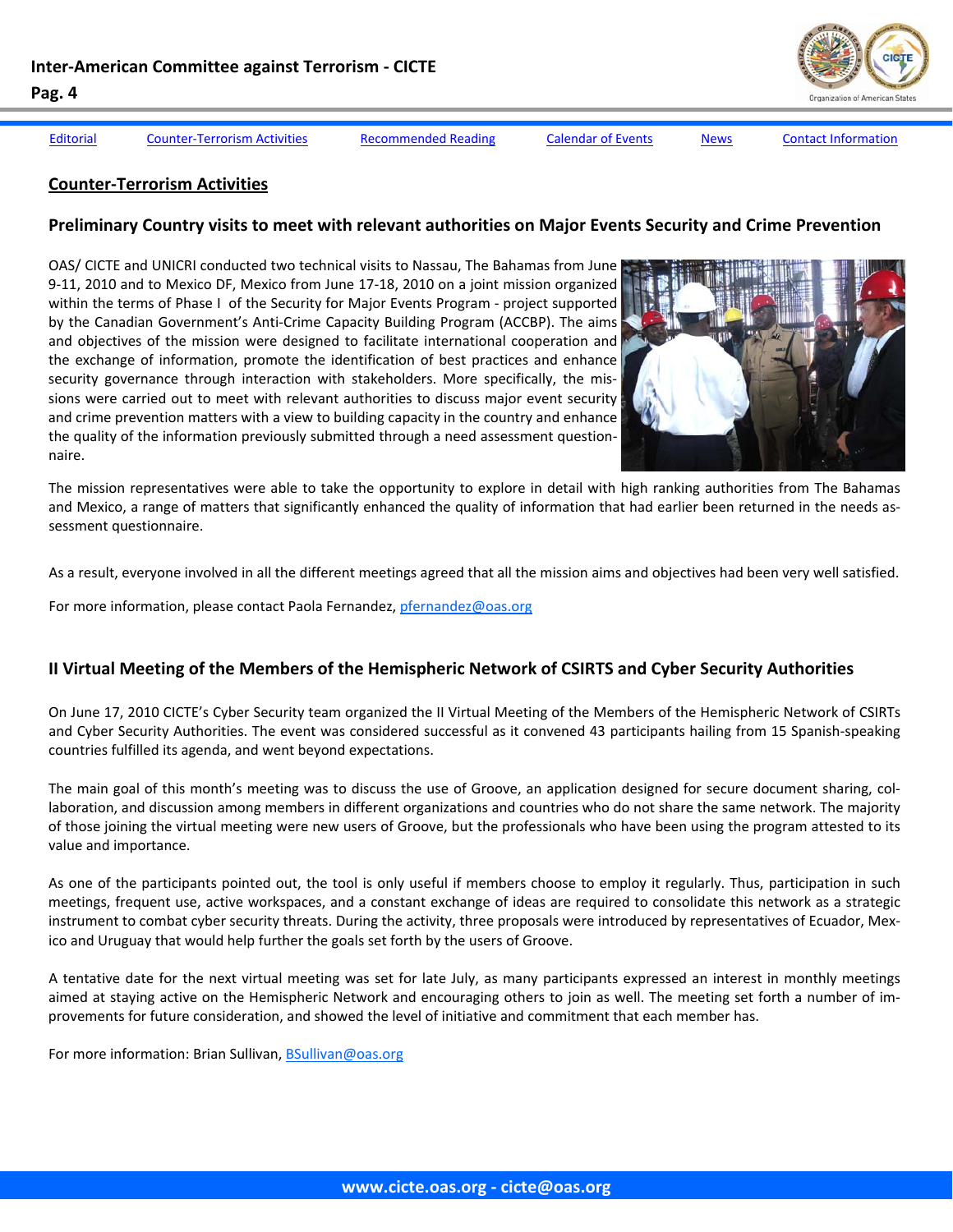Editorial | Counter-Terrorism Activities | Recommended Reading | Calendar of Events | News | Contact Information

## Counter-Terrorism Activities

### Preliminary Country visits to meet with relevant authorities on Major Events Security and Crime Prevention

OAS/ CICTE and UNICRI conducted two technical visits to Nassau, The Bahamas from June 9-11, 2010 and to Mexico DF, Mexico from June 17-18, 2010 on a joint mission organized within the terms of Phase I of the Security for Major Events Program - project supported by the Canadian Government's Anti-Crime Capacity Building Program (ACCBP). The aims and objectives of the mission were designed to facilitate international cooperation and the exchange of information, promote the identification of best practices and enhance security governance through interaction with stakeholders. More specifically, the missions were carried out to meet with relevant authorities to discuss major event security and crime prevention matters with a view to building capacity in the country and enhance the quality of the information previously submitted through a need assessment questionnaire.

The mission representatives were able to take the opportunity to explore in detail with high ranking authorities from The Bahamas and Mexico, a range of matters that significantly enhanced the quality of information that had earlier been returned in the needs assessment questionnaire.

As a result, everyone involved in all the different meetings agreed that all the mission aims and objectives had been very well satisfied.

For more information, please contact Paola Fernandez, pfernandez@oas.org

### II Virtual Meeting of the Members of the Hemispheric Network of CSIRTS and Cyber Security Authorities

On June 17, 2010 CICTE's Cyber Security team organized the II Virtual Meeting of the Members of the Hemispheric Network of CSIRTs and Cyber Security Authorities. The event was considered successful as it convened 43 participants hailing from 15 Spanish-speaking countries fulfilled its agenda, and went beyond expectations.

The main goal of this month's meeting was to discuss the use of Groove, an application designed for secure document sharing, collaboration, and discussion among members in different organizations and countries who do not share the same network. The majority of those joining the virtual meeting were new users of Groove, but the professionals who have been using the program attested to its value and importance.

As one of the participants pointed out, the tool is only useful if members choose to employ it regularly. Thus, participation in such meetings, frequent use, active workspaces, and a constant exchange of ideas are required to consolidate this network as a strategic instrument to combat cyber security threats. During the activity, three proposals were introduced by representatives of Ecuador, Mexico and Uruguay that would help further the goals set forth by the users of Groove.

A tentative date for the next virtual meeting was set for late July, as many participants expressed an interest in monthly meetings aimed at staying active on the Hemispheric Network and encouraging others to join as well. The meeting set forth a number of improvements for future consideration, and showed the level of initiative and commitment that each member has.

For more information: Brian Sullivan, BSullivan@oas.org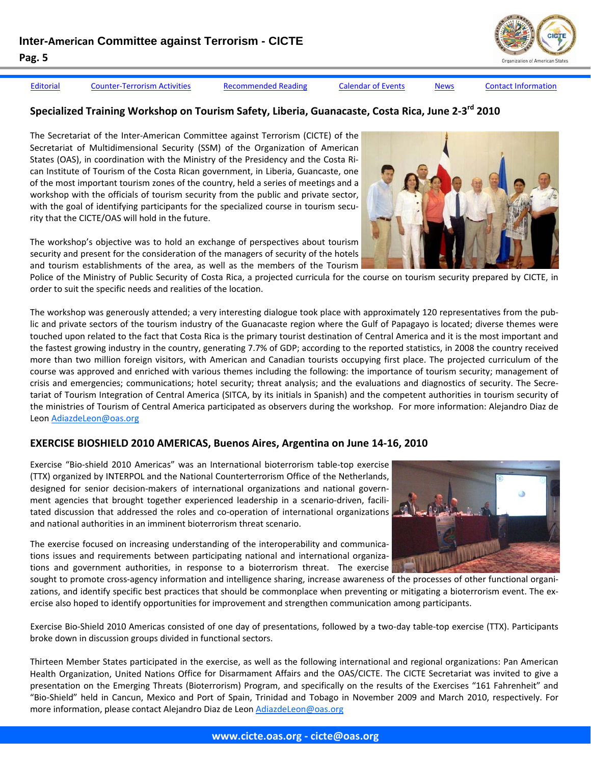[Editorial](#) [Counter-Terrorism Activities](#) [Recommended Reading](#) [Calendar of Events](#) [News](#) [Contact Information](#)

## Specialized Training Workshop on Tourism Safety, Liberia, Guanacaste, Costa Rica, June 2-3rd 2010

The Secretariat of the Inter-American Committee against Terrorism (CICTE) of the Secretariat of Multidimensional Security (SSM) of the Organization of American States (OAS), in coordination with the Ministry of the Presidency and the Costa Rican Institute of Tourism of the Costa Rican government, in Liberia, Guancaste, one of the most important tourism zones of the country, held a series of meetings and a workshop with the officials of tourism security from the public and private sector, with the goal of identifying participants for the specialized course in tourism security that the CICTE/OAS will hold in the future.

The workshop's objective was to hold an exchange of perspectives about tourism security and present for the consideration of the managers of security of the hotels and tourism establishments of the area, as well as the members of the Tourism Police of the Ministry of Public Security of Costa Rica, a projected curricula for the course on tourism security prepared by CICTE, in order to suit the specific needs and realities of the location.

The workshop was generously attended; a very interesting dialogue took place with approximately 120 representatives from the public and private sectors of the tourism industry of the Guanacaste region where the Gulf of Papagayo is located; diverse themes were touched upon related to the fact that Costa Rica is the primary tourist destination of Central America and it is the most important and the fastest growing industry in the country, generating 7.7% of GDP; according to the reported statistics, in 2008 the country received more than two million foreign visitors, with American and Canadian tourists occupying first place. The projected curriculum of the course was approved and enriched with various themes including the following: the importance of tourism security; management of crisis and emergencies; communications; hotel security; threat analysis; and the evaluations and diagnostics of security. The Secretariat of Tourism Integration of Central America (SITCA, by its initials in Spanish) and the competent authorities in tourism security of the ministries of Tourism of Central America participated as observers during the workshop. For more information: Alejandro Diaz de Leon [AdiazdeLeon@oas.org](mailto:AdiazdeLeon@oas.org)

## EXERCISE BIOSHIELD 2010 AMERICAS, Buenos Aires, Argentina on June 14-16, 2010

Exercise "Bio-shield 2010 Americas" was an International bioterrorism table-top exercise (TTX) organized by INTERPOL and the National Counterterrorism Office of the Netherlands, designed for senior decision-makers of international organizations and national government agencies that brought together experienced leadership in a scenario-driven, facilitated discussion that addressed the roles and co-operation of international organizations and national authorities in an imminent bioterrorism threat scenario.

The exercise focused on increasing understanding of the interoperability and communications issues and requirements between participating national and international organizations and government authorities, in response to a bioterrorism threat. The exercise sought to promote cross-agency information and intelligence sharing, increase awareness of the processes of other functional organizations, and identify specific best practices that should be commonplace when preventing or mitigating a bioterrorism event. The exercise also hoped to identify opportunities for improvement and strengthen communication among participants.

Exercise Bio-Shield 2010 Americas consisted of one day of presentations, followed by a two-day table-top exercise (TTX). Participants broke down in discussion groups divided in functional sectors.

Thirteen Member States participated in the exercise, as well as the following international and regional organizations: Pan American Health Organization, United Nations Office for Disarmament Affairs and the OAS/CICTE. The CICTE Secretariat was invited to give a presentation on the Emerging Threats (Bioterrorism) Program, and specifically on the results of the Exercises "161 Fahrenheit" and "Bio-Shield" held in Cancun, Mexico and Port of Spain, Trinidad and Tobago in November 2009 and March 2010, respectively. For more information, please contact Alejandro Diaz de Leon [AdiazdeLeon@oas.org](mailto:AdiazdeLeon@oas.org)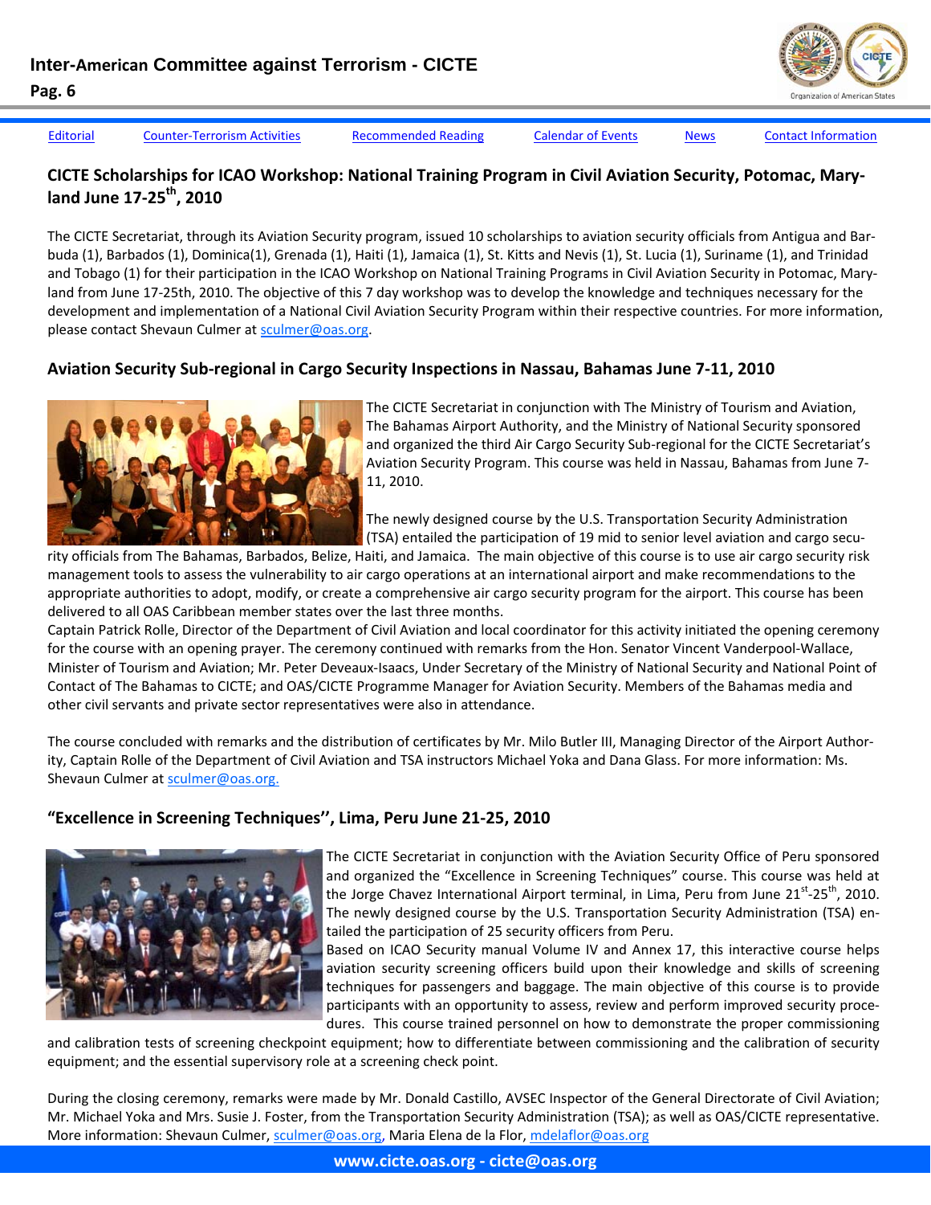## CICTE Scholarships for ICAO Workshop: National Training Program in Civil Aviation Security, Potomac, Maryland June 17-25th, 2010

The CICTE Secretariat, through its Aviation Security program, issued 10 scholarships to aviation security officials from Antigua and Barbuda (1), Barbados (1), Dominica(1), Grenada (1), Haiti (1), Jamaica (1), St. Kitts and Nevis (1), St. Lucia (1), Suriname (1), and Trinidad and Tobago (1) for their participation in the ICAO Workshop on National Training Programs in Civil Aviation Security in Potomac, Maryland from June 17-25th, 2010. The objective of this 7 day workshop was to develop the knowledge and techniques necessary for the development and implementation of a National Civil Aviation Security Program within their respective countries. For more information, please contact Shevaun Culmer at sculmer@oas.org.

## Aviation Security Sub-regional in Cargo Security Inspections in Nassau, Bahamas June 7-11, 2010

The CICTE Secretariat in conjunction with The Ministry of Tourism and Aviation, The Bahamas Airport Authority, and the Ministry of National Security sponsored and organized the third Air Cargo Security Sub-regional for the CICTE Secretariat's Aviation Security Program. This course was held in Nassau, Bahamas from June 7-11, 2010.

The newly designed course by the U.S. Transportation Security Administration (TSA) entailed the participation of 19 mid to senior level aviation and cargo security officials from The Bahamas, Barbados, Belize, Haiti, and Jamaica. The main objective of this course is to use air cargo security risk management tools to assess the vulnerability to air cargo operations at an international airport and make recommendations to the appropriate authorities to adopt, modify, or create a comprehensive air cargo security program for the airport. This course has been delivered to all OAS Caribbean member states over the last three months.

Captain Patrick Rolle, Director of the Department of Civil Aviation and local coordinator for this activity initiated the opening ceremony for the course with an opening prayer. The ceremony continued with remarks from the Hon. Senator Vincent Vanderpool-Wallace, Minister of Tourism and Aviation; Mr. Peter Deveaux-Isaacs, Under Secretary of the Ministry of National Security and National Point of Contact of The Bahamas to CICTE; and OAS/CICTE Programme Manager for Aviation Security. Members of the Bahamas media and other civil servants and private sector representatives were also in attendance.

The course concluded with remarks and the distribution of certificates by Mr. Milo Butler III, Managing Director of the Airport Authority, Captain Rolle of the Department of Civil Aviation and TSA instructors Michael Yoka and Dana Glass. For more information: Ms. Shevaun Culmer at sculmer@oas.org.

## "Excellence in Screening Techniques'', Lima, Peru June 21-25, 2010

The CICTE Secretariat in conjunction with the Aviation Security Office of Peru sponsored and organized the "Excellence in Screening Techniques" course. This course was held at the Jorge Chavez International Airport terminal, in Lima, Peru from June 21st-25th, 2010. The newly designed course by the U.S. Transportation Security Administration (TSA) entailed the participation of 25 security officers from Peru.

Based on ICAO Security manual Volume IV and Annex 17, this interactive course helps aviation security screening officers build upon their knowledge and skills of screening techniques for passengers and baggage. The main objective of this course is to provide participants with an opportunity to assess, review and perform improved security procedures. This course trained personnel on how to demonstrate the proper commissioning and calibration tests of screening checkpoint equipment; how to differentiate between commissioning and the calibration of security equipment; and the essential supervisory role at a screening check point.

During the closing ceremony, remarks were made by Mr. Donald Castillo, AVSEC Inspector of the General Directorate of Civil Aviation; Mr. Michael Yoka and Mrs. Susie J. Foster, from the Transportation Security Administration (TSA); as well as OAS/CICTE representative. More information: Shevaun Culmer, sculmer@oas.org, Maria Elena de la Flor, mdelaflor@oas.org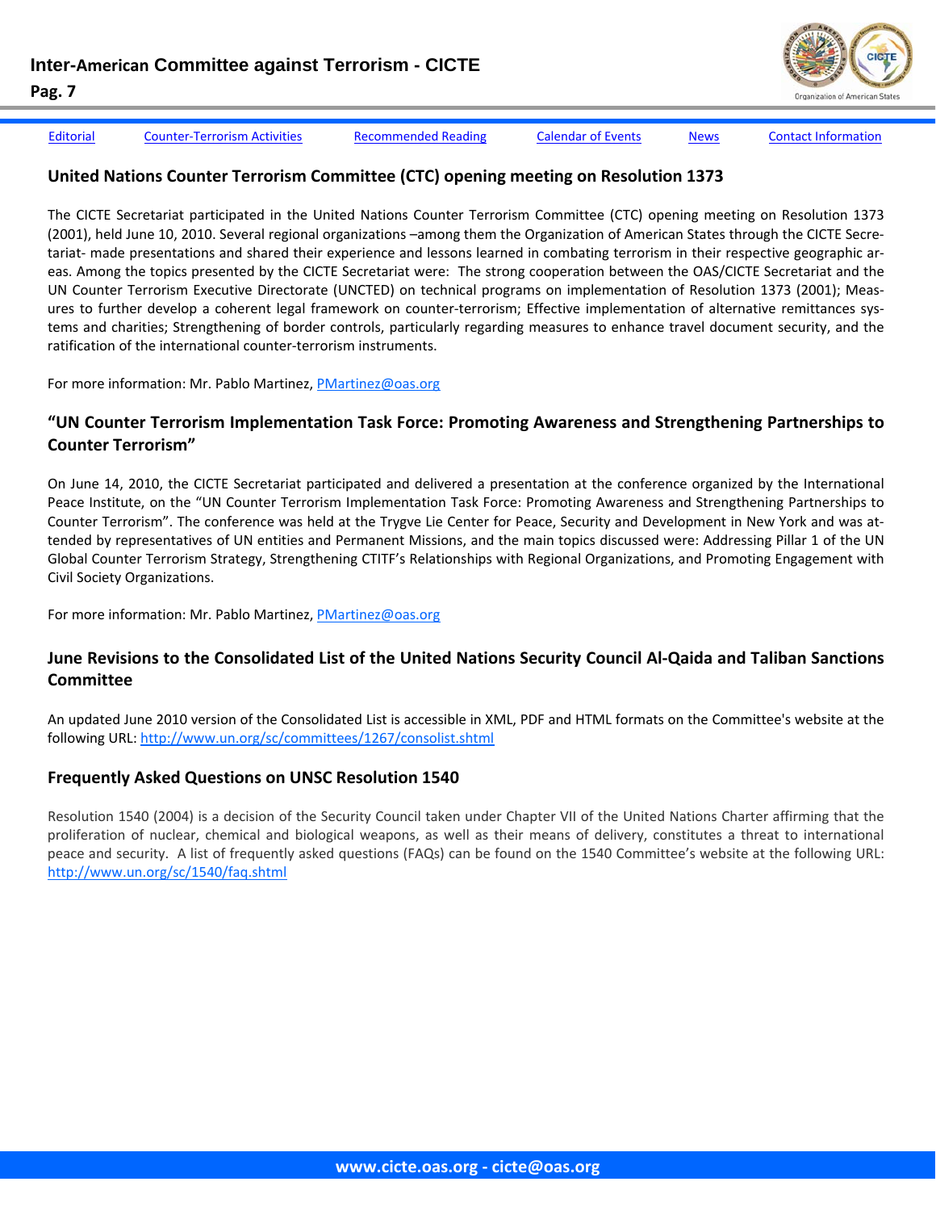## United Nations Counter Terrorism Committee (CTC) opening meeting on Resolution 1373

The CICTE Secretariat participated in the United Nations Counter Terrorism Committee (CTC) opening meeting on Resolution 1373 (2001), held June 10, 2010. Several regional organizations –among them the Organization of American States through the CICTE Secretariat- made presentations and shared their experience and lessons learned in combating terrorism in their respective geographic areas. Among the topics presented by the CICTE Secretariat were: The strong cooperation between the OAS/CICTE Secretariat and the UN Counter Terrorism Executive Directorate (UNCTED) on technical programs on implementation of Resolution 1373 (2001); Measures to further develop a coherent legal framework on counter-terrorism; Effective implementation of alternative remittances systems and charities; Strengthening of border controls, particularly regarding measures to enhance travel document security, and the ratification of the international counter-terrorism instruments.

For more information: Mr. Pablo Martinez, PMartinez@oas.org

## "UN Counter Terrorism Implementation Task Force: Promoting Awareness and Strengthening Partnerships to Counter Terrorism"

On June 14, 2010, the CICTE Secretariat participated and delivered a presentation at the conference organized by the International Peace Institute, on the "UN Counter Terrorism Implementation Task Force: Promoting Awareness and Strengthening Partnerships to Counter Terrorism". The conference was held at the Trygve Lie Center for Peace, Security and Development in New York and was attended by representatives of UN entities and Permanent Missions, and the main topics discussed were: Addressing Pillar 1 of the UN Global Counter Terrorism Strategy, Strengthening CTITF's Relationships with Regional Organizations, and Promoting Engagement with Civil Society Organizations.

For more information: Mr. Pablo Martinez, PMartinez@oas.org

## June Revisions to the Consolidated List of the United Nations Security Council Al-Qaida and Taliban Sanctions Committee

An updated June 2010 version of the Consolidated List is accessible in XML, PDF and HTML formats on the Committee's website at the following URL: http://www.un.org/sc/committees/1267/consolist.shtml

## Frequently Asked Questions on UNSC Resolution 1540

Resolution 1540 (2004) is a decision of the Security Council taken under Chapter VII of the United Nations Charter affirming that the proliferation of nuclear, chemical and biological weapons, as well as their means of delivery, constitutes a threat to international peace and security. A list of frequently asked questions (FAQs) can be found on the 1540 Committee's website at the following URL: http://www.un.org/sc/1540/faq.shtml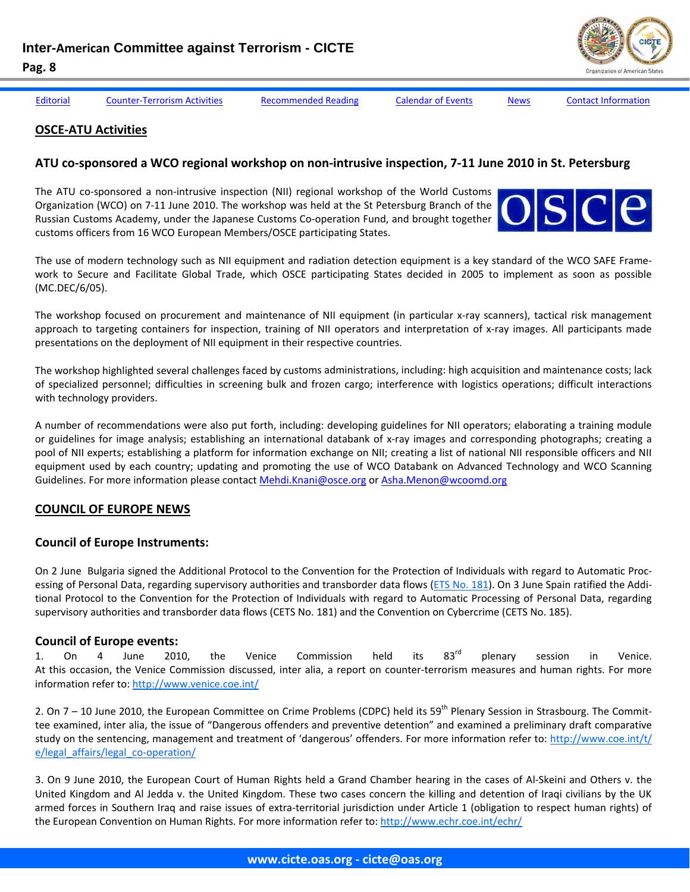Editorial | Counter-Terrorism Activities | Recommended Reading | Calendar of Events | News | Contact Information

## OSCE-ATU Activities

### ATU co-sponsored a WCO regional workshop on non-intrusive inspection, 7-11 June 2010 in St. Petersburg

The ATU co-sponsored a non-intrusive inspection (NII) regional workshop of the World Customs Organization (WCO) on 7-11 June 2010. The workshop was held at the St Petersburg Branch of the Russian Customs Academy, under the Japanese Customs Co-operation Fund, and brought together customs officers from 16 WCO European Members/OSCE participating States.

The use of modern technology such as NII equipment and radiation detection equipment is a key standard of the WCO SAFE Framework to Secure and Facilitate Global Trade, which OSCE participating States decided in 2005 to implement as soon as possible (MC.DEC/6/05).

The workshop focused on procurement and maintenance of NII equipment (in particular x-ray scanners), tactical risk management approach to targeting containers for inspection, training of NII operators and interpretation of x-ray images. All participants made presentations on the deployment of NII equipment in their respective countries.

The workshop highlighted several challenges faced by customs administrations, including: high acquisition and maintenance costs; lack of specialized personnel; difficulties in screening bulk and frozen cargo; interference with logistics operations; difficult interactions with technology providers.

A number of recommendations were also put forth, including: developing guidelines for NII operators; elaborating a training module or guidelines for image analysis; establishing an international databank of x-ray images and corresponding photographs; creating a pool of NII experts; establishing a platform for information exchange on NII; creating a list of national NII responsible officers and NII equipment used by each country; updating and promoting the use of WCO Databank on Advanced Technology and WCO Scanning Guidelines. For more information please contact Mehdi.Knani@osce.org or Asha.Menon@wcoomd.org

## COUNCIL OF EUROPE NEWS

### Council of Europe Instruments:

On 2 June Bulgaria signed the Additional Protocol to the Convention for the Protection of Individuals with regard to Automatic Processing of Personal Data, regarding supervisory authorities and transborder data flows (ETS No. 181). On 3 June Spain ratified the Additional Protocol to the Convention for the Protection of Individuals with regard to Automatic Processing of Personal Data, regarding supervisory authorities and transborder data flows (CETS No. 181) and the Convention on Cybercrime (CETS No. 185).

### Council of Europe events:

1. On 4 June 2010, the Venice Commission held its 83rd plenary session in Venice. At this occasion, the Venice Commission discussed, inter alia, a report on counter-terrorism measures and human rights. For more information refer to: http://www.venice.coe.int/

2. On 7 – 10 June 2010, the European Committee on Crime Problems (CDPC) held its 59th Plenary Session in Strasbourg. The Committee examined, inter alia, the issue of "Dangerous offenders and preventive detention" and examined a preliminary draft comparative study on the sentencing, management and treatment of 'dangerous' offenders. For more information refer to: http://www.coe.int/t/e/legal_affairs/legal_co-operation/

3. On 9 June 2010, the European Court of Human Rights held a Grand Chamber hearing in the cases of Al-Skeini and Others v. the United Kingdom and Al Jedda v. the United Kingdom. These two cases concern the killing and detention of Iraqi civilians by the UK armed forces in Southern Iraq and raise issues of extra-territorial jurisdiction under Article 1 (obligation to respect human rights) of the European Convention on Human Rights. For more information refer to: http://www.echr.coe.int/echr/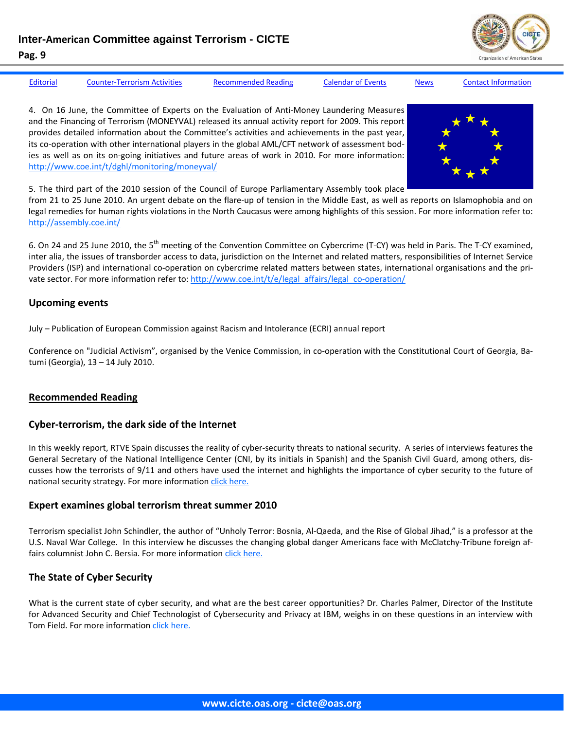4. On 16 June, the Committee of Experts on the Evaluation of Anti-Money Laundering Measures and the Financing of Terrorism (MONEYVAL) released its annual activity report for 2009. This report provides detailed information about the Committee's activities and achievements in the past year, its co-operation with other international players in the global AML/CFT network of assessment bodies as well as on its on-going initiatives and future areas of work in 2010. For more information: http://www.coe.int/t/dghl/monitoring/moneyval/

5. The third part of the 2010 session of the Council of Europe Parliamentary Assembly took place from 21 to 25 June 2010. An urgent debate on the flare-up of tension in the Middle East, as well as reports on Islamophobia and on legal remedies for human rights violations in the North Caucasus were among highlights of this session. For more information refer to: http://assembly.coe.int/

6. On 24 and 25 June 2010, the 5th meeting of the Convention Committee on Cybercrime (T-CY) was held in Paris. The T-CY examined, inter alia, the issues of transborder access to data, jurisdiction on the Internet and related matters, responsibilities of Internet Service Providers (ISP) and international co-operation on cybercrime related matters between states, international organisations and the private sector. For more information refer to: http://www.coe.int/t/e/legal_affairs/legal_co-operation/

### Upcoming events

July – Publication of European Commission against Racism and Intolerance (ECRI) annual report

Conference on "Judicial Activism", organised by the Venice Commission, in co-operation with the Constitutional Court of Georgia, Batumi (Georgia), 13 – 14 July 2010.

## Recommended Reading

### Cyber-terrorism, the dark side of the Internet

In this weekly report, RTVE Spain discusses the reality of cyber-security threats to national security. A series of interviews features the General Secretary of the National Intelligence Center (CNI, by its initials in Spanish) and the Spanish Civil Guard, among others, discusses how the terrorists of 9/11 and others have used the internet and highlights the importance of cyber security to the future of national security strategy. For more information click here.

### Expert examines global terrorism threat summer 2010

Terrorism specialist John Schindler, the author of "Unholy Terror: Bosnia, Al-Qaeda, and the Rise of Global Jihad," is a professor at the U.S. Naval War College. In this interview he discusses the changing global danger Americans face with McClatchy-Tribune foreign affairs columnist John C. Bersia. For more information click here.

### The State of Cyber Security

What is the current state of cyber security, and what are the best career opportunities? Dr. Charles Palmer, Director of the Institute for Advanced Security and Chief Technologist of Cybersecurity and Privacy at IBM, weighs in on these questions in an interview with Tom Field. For more information click here.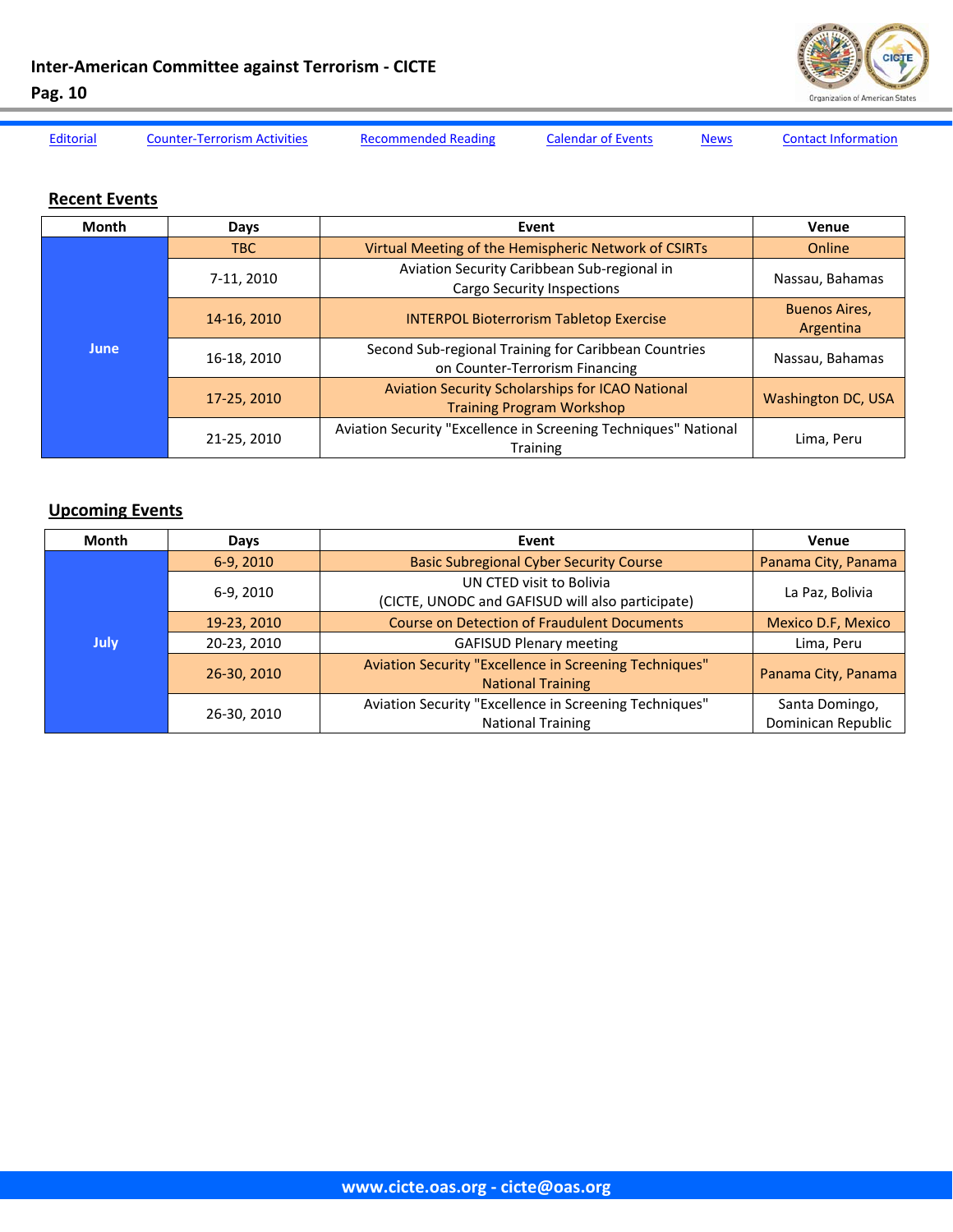[Editorial](#) [Counter-Terrorism Activities](#) [Recommended Reading](#) [Calendar of Events](#) [News](#) [Contact Information](#)

## Recent Events

| Month | Days | Event | Venue |
|---|---|---|---|
| June | TBC | Virtual Meeting of the Hemispheric Network of CSIRTs | Online |
| | 7-11, 2010 | Aviation Security Caribbean Sub-regional in Cargo Security Inspections | Nassau, Bahamas |
| | 14-16, 2010 | INTERPOL Bioterrorism Tabletop Exercise | Buenos Aires, Argentina |
| | 16-18, 2010 | Second Sub-regional Training for Caribbean Countries on Counter-Terrorism Financing | Nassau, Bahamas |
| | 17-25, 2010 | Aviation Security Scholarships for ICAO National Training Program Workshop | Washington DC, USA |
| | 21-25, 2010 | Aviation Security "Excellence in Screening Techniques" National Training | Lima, Peru |

## Upcoming Events

| Month | Days | Event | Venue |
|---|---|---|---|
| July | 6-9, 2010 | Basic Subregional Cyber Security Course | Panama City, Panama |
| | 6-9, 2010 | UN CTED visit to Bolivia (CICTE, UNODC and GAFISUD will also participate) | La Paz, Bolivia |
| | 19-23, 2010 | Course on Detection of Fraudulent Documents | Mexico D.F, Mexico |
| | 20-23, 2010 | GAFISUD Plenary meeting | Lima, Peru |
| | 26-30, 2010 | Aviation Security "Excellence in Screening Techniques" National Training | Panama City, Panama |
| | 26-30, 2010 | Aviation Security "Excellence in Screening Techniques" National Training | Santo Domingo, Dominican Republic |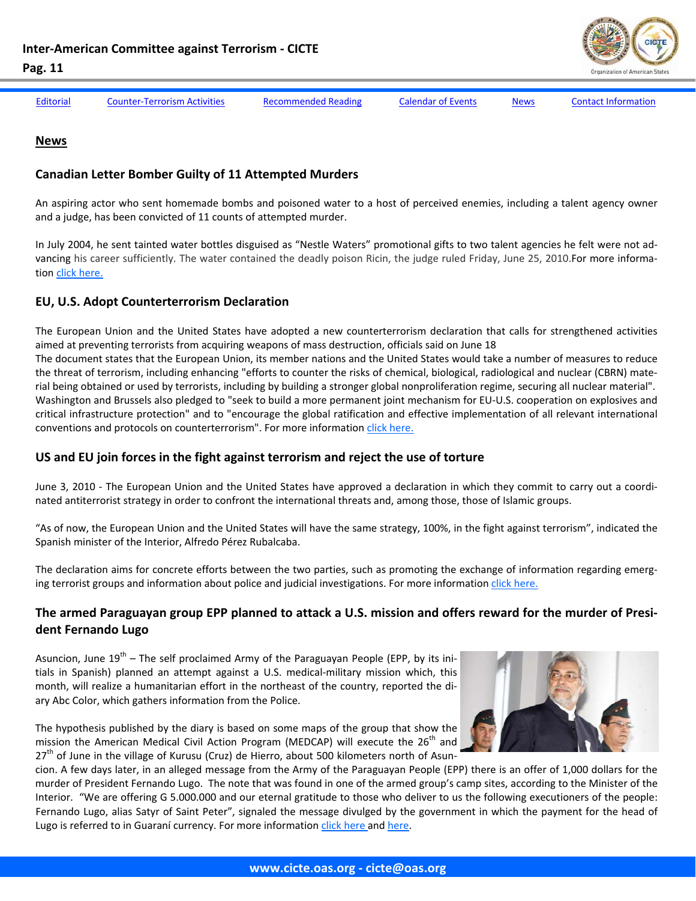[Editorial](#) [Counter-Terrorism Activities](#) [Recommended Reading](#) [Calendar of Events](#) [News](#) [Contact Information](#)

## News

### Canadian Letter Bomber Guilty of 11 Attempted Murders

An aspiring actor who sent homemade bombs and poisoned water to a host of perceived enemies, including a talent agency owner and a judge, has been convicted of 11 counts of attempted murder.

In July 2004, he sent tainted water bottles disguised as "Nestle Waters" promotional gifts to two talent agencies he felt were not advancing his career sufficiently. The water contained the deadly poison Ricin, the judge ruled Friday, June 25, 2010.For more information [click here.](#)

### EU, U.S. Adopt Counterterrorism Declaration

The European Union and the United States have adopted a new counterterrorism declaration that calls for strengthened activities aimed at preventing terrorists from acquiring weapons of mass destruction, officials said on June 18

The document states that the European Union, its member nations and the United States would take a number of measures to reduce the threat of terrorism, including enhancing "efforts to counter the risks of chemical, biological, radiological and nuclear (CBRN) material being obtained or used by terrorists, including by building a stronger global nonproliferation regime, securing all nuclear material". Washington and Brussels also pledged to "seek to build a more permanent joint mechanism for EU-U.S. cooperation on explosives and critical infrastructure protection" and to "encourage the global ratification and effective implementation of all relevant international conventions and protocols on counterterrorism". For more information [click here.](#)

### US and EU join forces in the fight against terrorism and reject the use of torture

June 3, 2010 - The European Union and the United States have approved a declaration in which they commit to carry out a coordinated antiterrorist strategy in order to confront the international threats and, among those, those of Islamic groups.

"As of now, the European Union and the United States will have the same strategy, 100%, in the fight against terrorism", indicated the Spanish minister of the Interior, Alfredo Pérez Rubalcaba.

The declaration aims for concrete efforts between the two parties, such as promoting the exchange of information regarding emerging terrorist groups and information about police and judicial investigations. For more information [click here.](#)

### The armed Paraguayan group EPP planned to attack a U.S. mission and offers reward for the murder of President Fernando Lugo

Asuncion, June 19th – The self proclaimed Army of the Paraguayan People (EPP, by its initials in Spanish) planned an attempt against a U.S. medical-military mission which, this month, will realize a humanitarian effort in the northeast of the country, reported the diary Abc Color, which gathers information from the Police.

The hypothesis published by the diary is based on some maps of the group that show the mission the American Medical Civil Action Program (MEDCAP) will execute the 26th and 27th of June in the village of Kurusu (Cruz) de Hierro, about 500 kilometers north of Asuncion. A few days later, in an alleged message from the Army of the Paraguayan People (EPP) there is an offer of 1,000 dollars for the murder of President Fernando Lugo. The note that was found in one of the armed group's camp sites, according to the Minister of the Interior. "We are offering G 5.000.000 and our eternal gratitude to those who deliver to us the following executioners of the people: Fernando Lugo, alias Satyr of Saint Peter", signaled the message divulged by the government in which the payment for the head of Lugo is referred to in Guaraní currency. For more information [click here](#) and [here](#).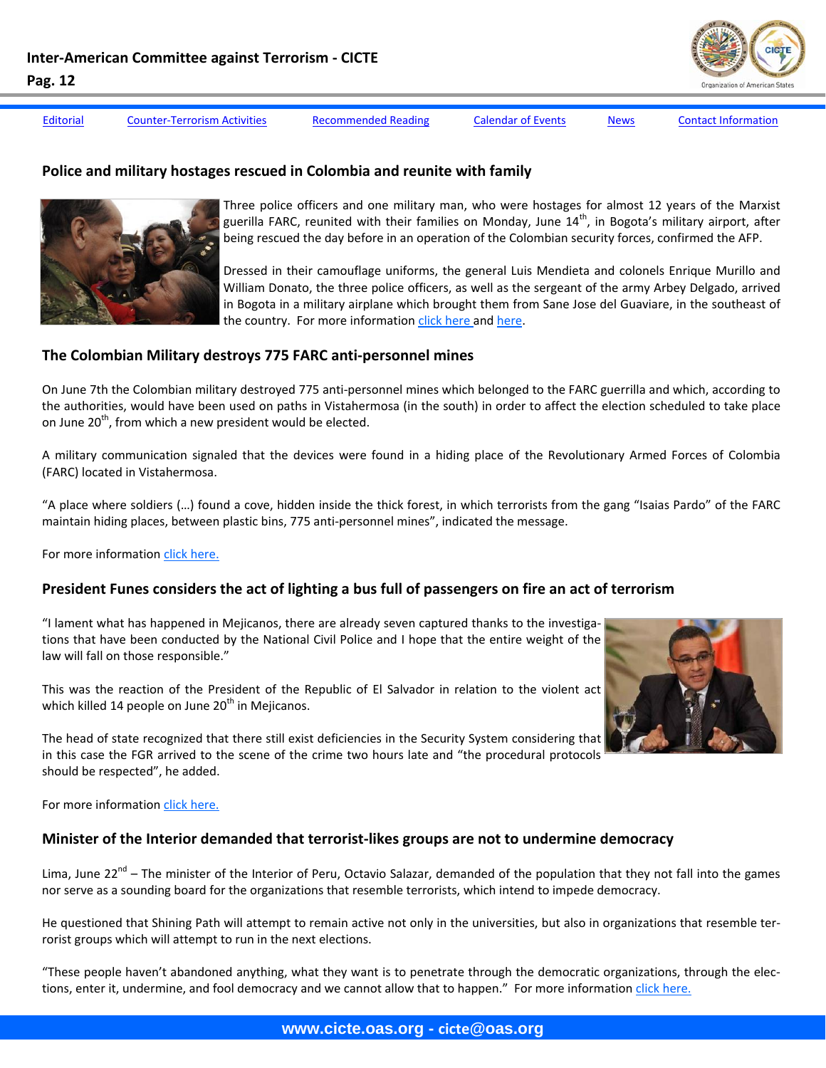Editorial | Counter-Terrorism Activities | Recommended Reading | Calendar of Events | News | Contact Information

### Police and military hostages rescued in Colombia and reunite with family

Three police officers and one military man, who were hostages for almost 12 years of the Marxist guerilla FARC, reunited with their families on Monday, June 14th, in Bogota's military airport, after being rescued the day before in an operation of the Colombian security forces, confirmed the AFP.

Dressed in their camouflage uniforms, the general Luis Mendieta and colonels Enrique Murillo and William Donato, the three police officers, as well as the sergeant of the army Arbey Delgado, arrived in Bogota in a military airplane which brought them from Sane Jose del Guaviare, in the southeast of the country. For more information click here and here.

### The Colombian Military destroys 775 FARC anti-personnel mines

On June 7th the Colombian military destroyed 775 anti-personnel mines which belonged to the FARC guerrilla and which, according to the authorities, would have been used on paths in Vistahermosa (in the south) in order to affect the election scheduled to take place on June 20th, from which a new president would be elected.

A military communication signaled that the devices were found in a hiding place of the Revolutionary Armed Forces of Colombia (FARC) located in Vistahermosa.

"A place where soldiers (…) found a cove, hidden inside the thick forest, in which terrorists from the gang "Isaias Pardo" of the FARC maintain hiding places, between plastic bins, 775 anti-personnel mines", indicated the message.

For more information click here.

### President Funes considers the act of lighting a bus full of passengers on fire an act of terrorism

"I lament what has happened in Mejicanos, there are already seven captured thanks to the investigations that have been conducted by the National Civil Police and I hope that the entire weight of the law will fall on those responsible."

This was the reaction of the President of the Republic of El Salvador in relation to the violent act which killed 14 people on June 20th in Mejicanos.

The head of state recognized that there still exist deficiencies in the Security System considering that in this case the FGR arrived to the scene of the crime two hours late and "the procedural protocols should be respected", he added.

For more information click here.

### Minister of the Interior demanded that terrorist-likes groups are not to undermine democracy

Lima, June 22nd – The minister of the Interior of Peru, Octavio Salazar, demanded of the population that they not fall into the games nor serve as a sounding board for the organizations that resemble terrorists, which intend to impede democracy.

He questioned that Shining Path will attempt to remain active not only in the universities, but also in organizations that resemble terrorist groups which will attempt to run in the next elections.

"These people haven't abandoned anything, what they want is to penetrate through the democratic organizations, through the elections, enter it, undermine, and fool democracy and we cannot allow that to happen." For more information click here.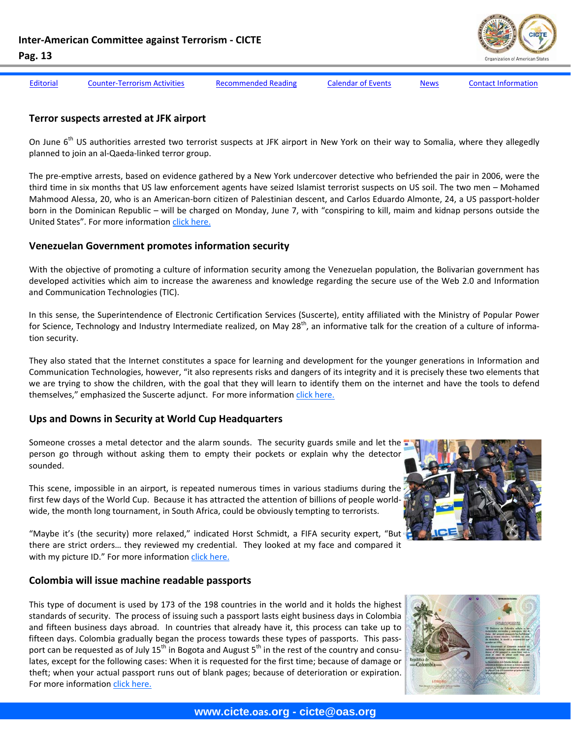Editorial | Counter-Terrorism Activities | Recommended Reading | Calendar of Events | News | Contact Information

### Terror suspects arrested at JFK airport

On June 6th US authorities arrested two terrorist suspects at JFK airport in New York on their way to Somalia, where they allegedly planned to join an al-Qaeda-linked terror group.

The pre-emptive arrests, based on evidence gathered by a New York undercover detective who befriended the pair in 2006, were the third time in six months that US law enforcement agents have seized Islamist terrorist suspects on US soil. The two men – Mohamed Mahmood Alessa, 20, who is an American-born citizen of Palestinian descent, and Carlos Eduardo Almonte, 24, a US passport-holder born in the Dominican Republic – will be charged on Monday, June 7, with "conspiring to kill, maim and kidnap persons outside the United States". For more information click here.

### Venezuelan Government promotes information security

With the objective of promoting a culture of information security among the Venezuelan population, the Bolivarian government has developed activities which aim to increase the awareness and knowledge regarding the secure use of the Web 2.0 and Information and Communication Technologies (TIC).

In this sense, the Superintendence of Electronic Certification Services (Suscerte), entity affiliated with the Ministry of Popular Power for Science, Technology and Industry Intermediate realized, on May 28th, an informative talk for the creation of a culture of information security.

They also stated that the Internet constitutes a space for learning and development for the younger generations in Information and Communication Technologies, however, "it also represents risks and dangers of its integrity and it is precisely these two elements that we are trying to show the children, with the goal that they will learn to identify them on the internet and have the tools to defend themselves," emphasized the Suscerte adjunct. For more information click here.

### Ups and Downs in Security at World Cup Headquarters

Someone crosses a metal detector and the alarm sounds. The security guards smile and let the person go through without asking them to empty their pockets or explain why the detector sounded.

This scene, impossible in an airport, is repeated numerous times in various stadiums during the first few days of the World Cup. Because it has attracted the attention of billions of people worldwide, the month long tournament, in South Africa, could be obviously tempting to terrorists.

"Maybe it's (the security) more relaxed," indicated Horst Schmidt, a FIFA security expert, "But there are strict orders… they reviewed my credential. They looked at my face and compared it with my picture ID." For more information click here.

### Colombia will issue machine readable passports

This type of document is used by 173 of the 198 countries in the world and it holds the highest standards of security. The process of issuing such a passport lasts eight business days in Colombia and fifteen business days abroad. In countries that already have it, this process can take up to fifteen days. Colombia gradually began the process towards these types of passports. This passport can be requested as of July 15th in Bogota and August 5th in the rest of the country and consulates, except for the following cases: When it is requested for the first time; because of damage or theft; when your actual passport runs out of blank pages; because of deterioration or expiration. For more information click here.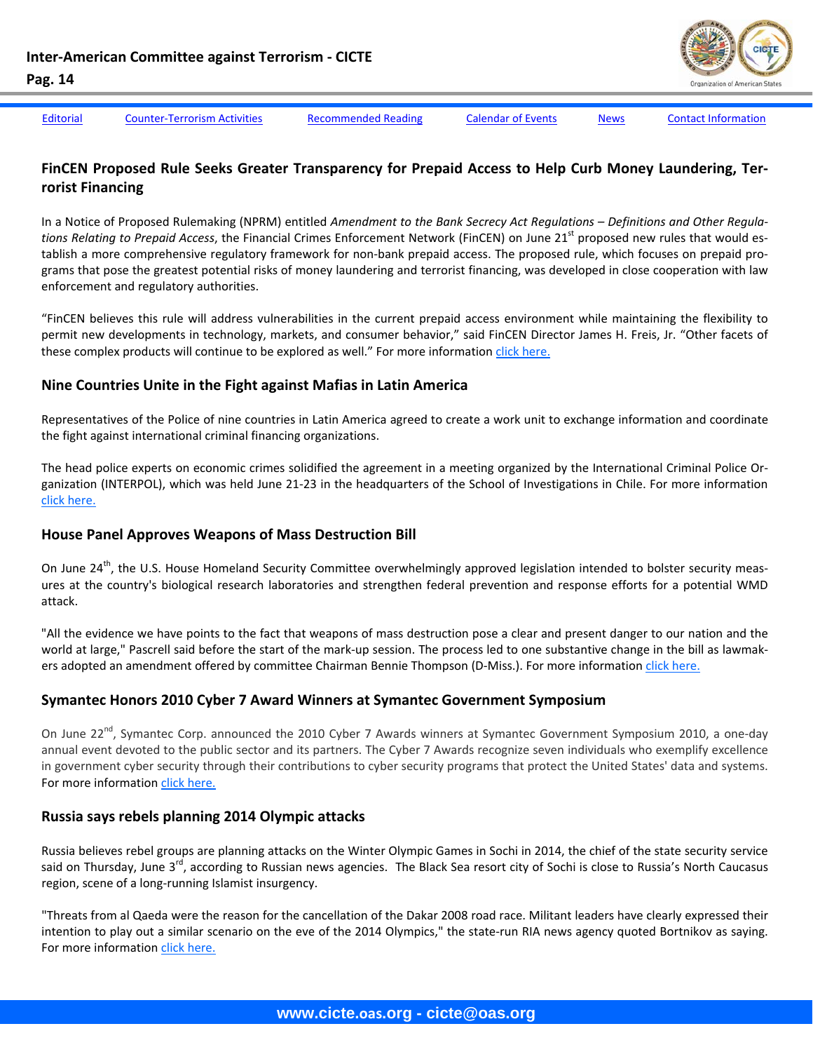Editorial | Counter-Terrorism Activities | Recommended Reading | Calendar of Events | News | Contact Information

## FinCEN Proposed Rule Seeks Greater Transparency for Prepaid Access to Help Curb Money Laundering, Terrorist Financing

In a Notice of Proposed Rulemaking (NPRM) entitled *Amendment to the Bank Secrecy Act Regulations – Definitions and Other Regulations Relating to Prepaid Access*, the Financial Crimes Enforcement Network (FinCEN) on June 21st proposed new rules that would establish a more comprehensive regulatory framework for non-bank prepaid access. The proposed rule, which focuses on prepaid programs that pose the greatest potential risks of money laundering and terrorist financing, was developed in close cooperation with law enforcement and regulatory authorities.

"FinCEN believes this rule will address vulnerabilities in the current prepaid access environment while maintaining the flexibility to permit new developments in technology, markets, and consumer behavior," said FinCEN Director James H. Freis, Jr. "Other facets of these complex products will continue to be explored as well." For more information click here.

## Nine Countries Unite in the Fight against Mafias in Latin America

Representatives of the Police of nine countries in Latin America agreed to create a work unit to exchange information and coordinate the fight against international criminal financing organizations.

The head police experts on economic crimes solidified the agreement in a meeting organized by the International Criminal Police Organization (INTERPOL), which was held June 21-23 in the headquarters of the School of Investigations in Chile. For more information click here.

## House Panel Approves Weapons of Mass Destruction Bill

On June 24th, the U.S. House Homeland Security Committee overwhelmingly approved legislation intended to bolster security measures at the country's biological research laboratories and strengthen federal prevention and response efforts for a potential WMD attack.

"All the evidence we have points to the fact that weapons of mass destruction pose a clear and present danger to our nation and the world at large," Pascrell said before the start of the mark-up session. The process led to one substantive change in the bill as lawmakers adopted an amendment offered by committee Chairman Bennie Thompson (D-Miss.). For more information click here.

## Symantec Honors 2010 Cyber 7 Award Winners at Symantec Government Symposium

On June 22nd, Symantec Corp. announced the 2010 Cyber 7 Awards winners at Symantec Government Symposium 2010, a one-day annual event devoted to the public sector and its partners. The Cyber 7 Awards recognize seven individuals who exemplify excellence in government cyber security through their contributions to cyber security programs that protect the United States' data and systems. For more information click here.

## Russia says rebels planning 2014 Olympic attacks

Russia believes rebel groups are planning attacks on the Winter Olympic Games in Sochi in 2014, the chief of the state security service said on Thursday, June 3rd, according to Russian news agencies. The Black Sea resort city of Sochi is close to Russia's North Caucasus region, scene of a long-running Islamist insurgency.

"Threats from al Qaeda were the reason for the cancellation of the Dakar 2008 road race. Militant leaders have clearly expressed their intention to play out a similar scenario on the eve of the 2014 Olympics," the state-run RIA news agency quoted Bortnikov as saying. For more information click here.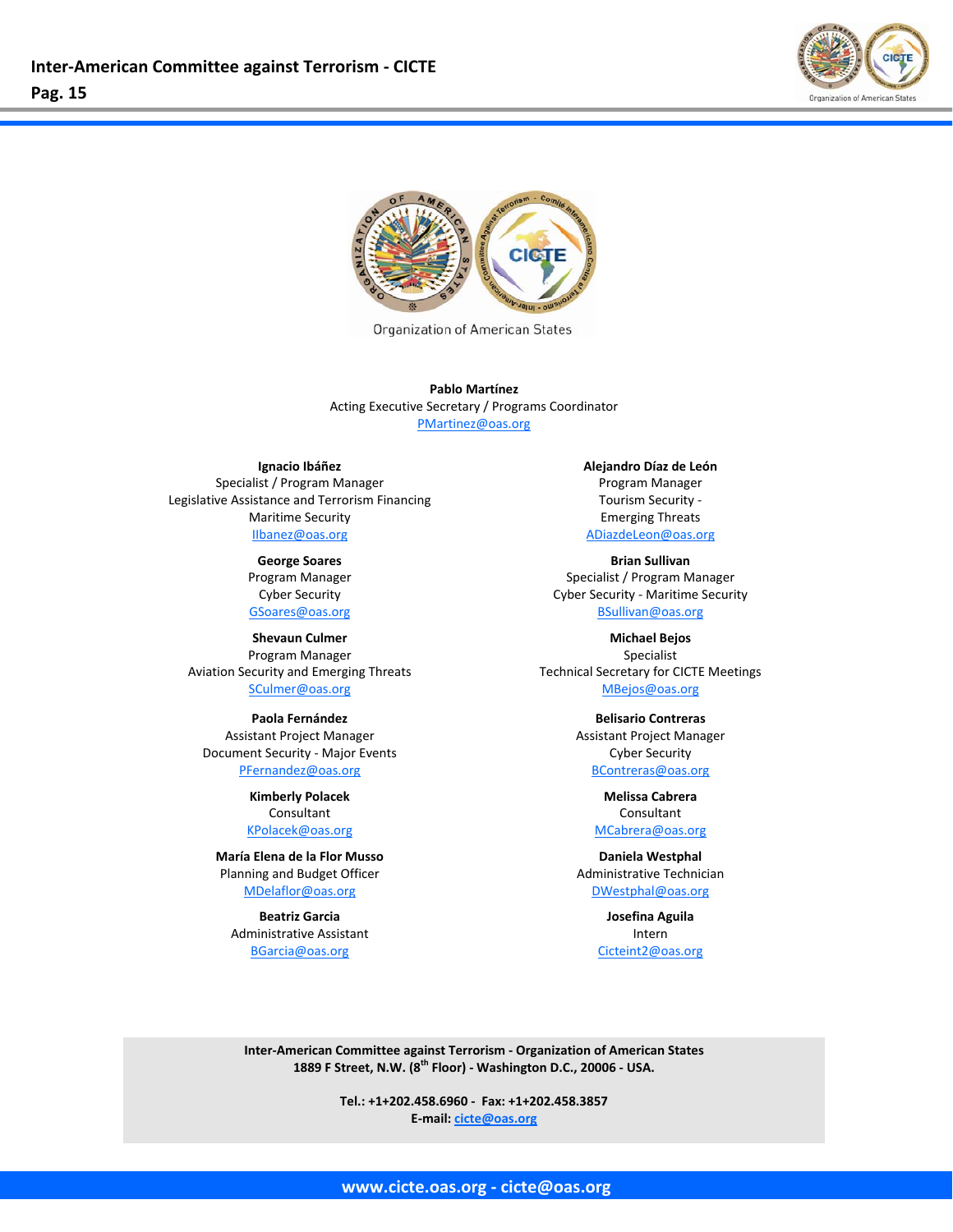Organization of American States

**Pablo Martínez**
Acting Executive Secretary / Programs Coordinator
PMartinez@oas.org

**Ignacio Ibáñez**
Specialist / Program Manager
Legislative Assistance and Terrorism Financing
Maritime Security
IIbanez@oas.org

**George Soares**
Program Manager
Cyber Security
GSoares@oas.org

**Shevaun Culmer**
Program Manager
Aviation Security and Emerging Threats
SCulmer@oas.org

**Paola Fernández**
Assistant Project Manager
Document Security - Major Events
PFernandez@oas.org

**Kimberly Polacek**
Consultant
KPolacek@oas.org

**María Elena de la Flor Musso**
Planning and Budget Officer
MDelaflor@oas.org

**Beatriz Garcia**
Administrative Assistant
BGarcia@oas.org

**Alejandro Díaz de León**
Program Manager
Tourism Security -
Emerging Threats
ADiazdeLeon@oas.org

**Brian Sullivan**
Specialist / Program Manager
Cyber Security - Maritime Security
BSullivan@oas.org

**Michael Bejos**
Specialist
Technical Secretary for CICTE Meetings
MBejos@oas.org

**Belisario Contreras**
Assistant Project Manager
Cyber Security
BContreras@oas.org

**Melissa Cabrera**
Consultant
MCabrera@oas.org

**Daniela Westphal**
Administrative Technician
DWestphal@oas.org

**Josefina Aguila**
Intern
Cicteint2@oas.org

**Inter-American Committee against Terrorism - Organization of American States**
**1889 F Street, N.W. (8th Floor) - Washington D.C., 20006 - USA.**

**Tel.: +1+202.458.6960 - Fax: +1+202.458.3857**
**E-mail: cicte@oas.org**

**www.cicte.oas.org - cicte@oas.org**